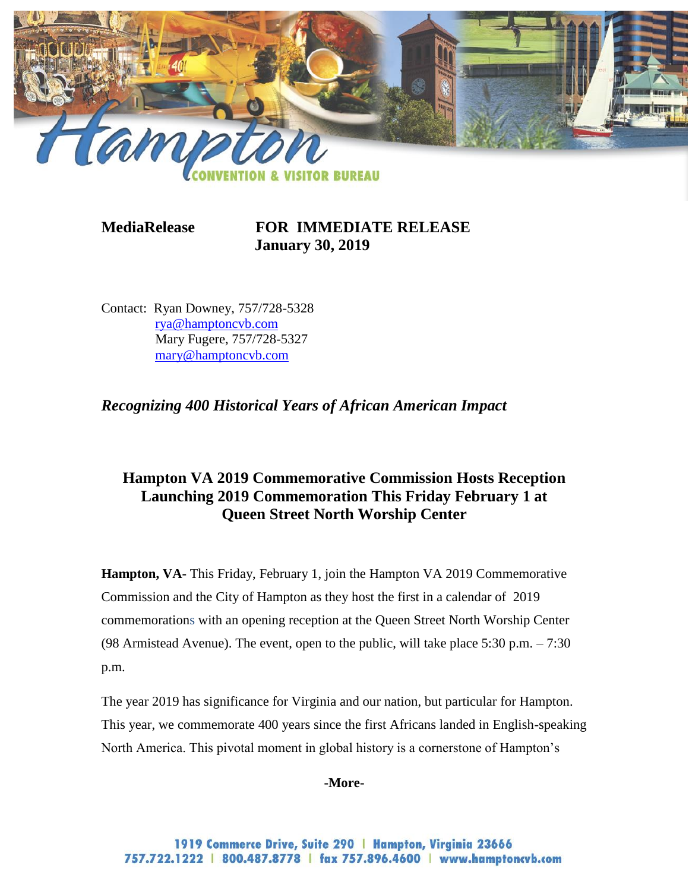**Hampton CONVENTION & VISITOR BUREAU**

**MediaRelease** **FOR IMMEDIATE RELEASE**
**January 30, 2019**

Contact: Ryan Downey, 757/728-5328
rya@hamptoncvb.com
Mary Fugere, 757/728-5327
mary@hamptoncvb.com

***Recognizing 400 Historical Years of African American Impact***

## Hampton VA 2019 Commemorative Commission Hosts Reception Launching 2019 Commemoration This Friday February 1 at Queen Street North Worship Center

**Hampton, VA-** This Friday, February 1, join the Hampton VA 2019 Commemorative Commission and the City of Hampton as they host the first in a calendar of 2019 commemorations with an opening reception at the Queen Street North Worship Center (98 Armistead Avenue). The event, open to the public, will take place 5:30 p.m. – 7:30 p.m.

The year 2019 has significance for Virginia and our nation, but particular for Hampton. This year, we commemorate 400 years since the first Africans landed in English-speaking North America. This pivotal moment in global history is a cornerstone of Hampton's

**-More-**

1919 Commerce Drive, Suite 290 | Hampton, Virginia 23666
757.722.1222 | 800.487.8778 | fax 757.896.4600 | www.hamptoncvb.com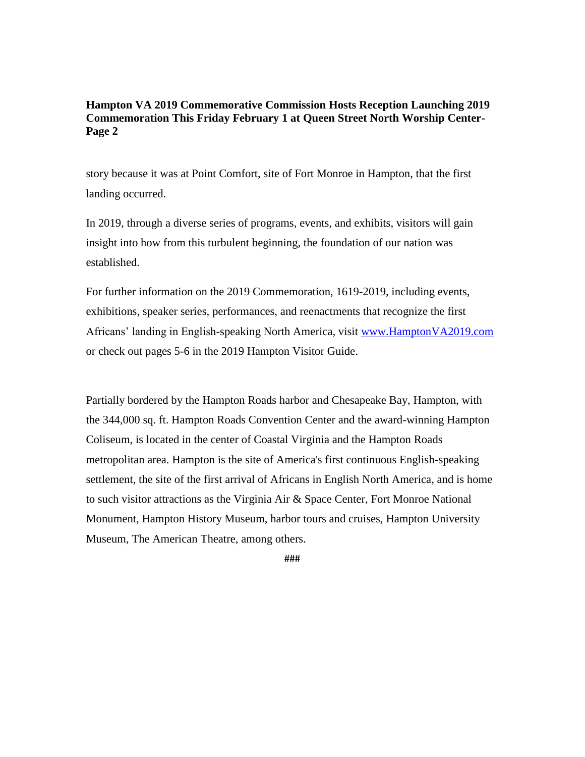story because it was at Point Comfort, site of Fort Monroe in Hampton, that the first landing occurred.

In 2019, through a diverse series of programs, events, and exhibits, visitors will gain insight into how from this turbulent beginning, the foundation of our nation was established.

For further information on the 2019 Commemoration, 1619-2019, including events, exhibitions, speaker series, performances, and reenactments that recognize the first Africans' landing in English-speaking North America, visit [www.HamptonVA2019.com](http://www.HamptonVA2019.com) or check out pages 5-6 in the 2019 Hampton Visitor Guide.

Partially bordered by the Hampton Roads harbor and Chesapeake Bay, Hampton, with the 344,000 sq. ft. Hampton Roads Convention Center and the award-winning Hampton Coliseum, is located in the center of Coastal Virginia and the Hampton Roads metropolitan area. Hampton is the site of America's first continuous English-speaking settlement, the site of the first arrival of Africans in English North America, and is home to such visitor attractions as the Virginia Air & Space Center, Fort Monroe National Monument, Hampton History Museum, harbor tours and cruises, Hampton University Museum, The American Theatre, among others.

###